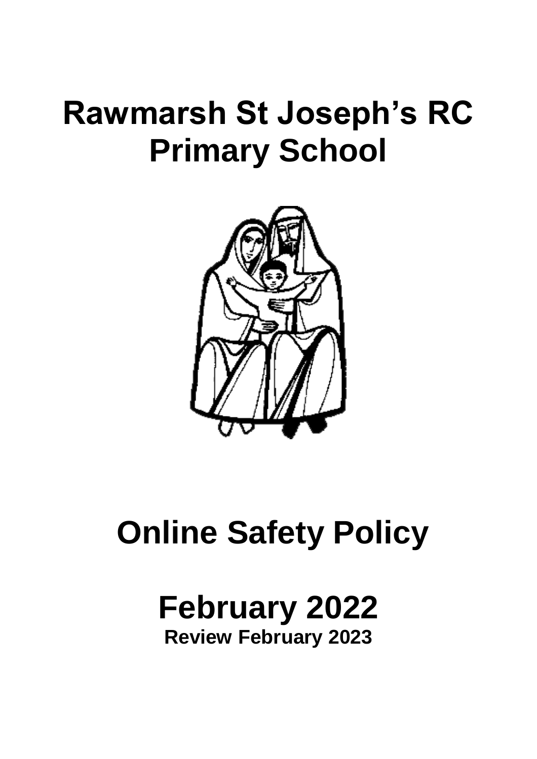# Rawmarsh St Joseph's RC Primary School

# Online Safety Policy

## February 2022

**Review February 2023**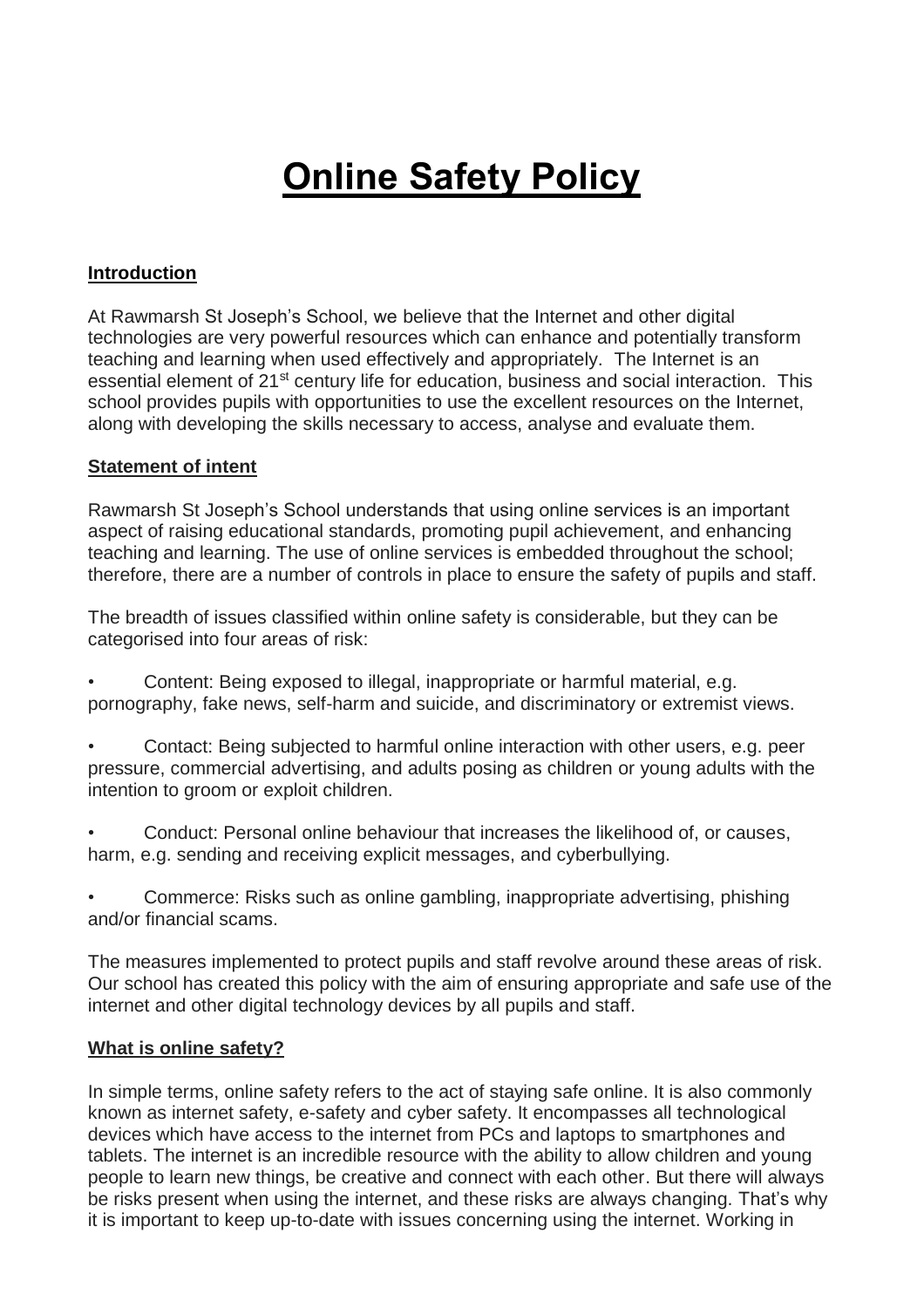# Online Safety Policy

## Introduction

At Rawmarsh St Joseph's School, we believe that the Internet and other digital technologies are very powerful resources which can enhance and potentially transform teaching and learning when used effectively and appropriately. The Internet is an essential element of 21st century life for education, business and social interaction. This school provides pupils with opportunities to use the excellent resources on the Internet, along with developing the skills necessary to access, analyse and evaluate them.

## Statement of intent

Rawmarsh St Joseph's School understands that using online services is an important aspect of raising educational standards, promoting pupil achievement, and enhancing teaching and learning. The use of online services is embedded throughout the school; therefore, there are a number of controls in place to ensure the safety of pupils and staff.

The breadth of issues classified within online safety is considerable, but they can be categorised into four areas of risk:

- Content: Being exposed to illegal, inappropriate or harmful material, e.g. pornography, fake news, self-harm and suicide, and discriminatory or extremist views.
- Contact: Being subjected to harmful online interaction with other users, e.g. peer pressure, commercial advertising, and adults posing as children or young adults with the intention to groom or exploit children.
- Conduct: Personal online behaviour that increases the likelihood of, or causes, harm, e.g. sending and receiving explicit messages, and cyberbullying.
- Commerce: Risks such as online gambling, inappropriate advertising, phishing and/or financial scams.

The measures implemented to protect pupils and staff revolve around these areas of risk. Our school has created this policy with the aim of ensuring appropriate and safe use of the internet and other digital technology devices by all pupils and staff.

## What is online safety?

In simple terms, online safety refers to the act of staying safe online. It is also commonly known as internet safety, e-safety and cyber safety. It encompasses all technological devices which have access to the internet from PCs and laptops to smartphones and tablets. The internet is an incredible resource with the ability to allow children and young people to learn new things, be creative and connect with each other. But there will always be risks present when using the internet, and these risks are always changing. That's why it is important to keep up-to-date with issues concerning using the internet. Working in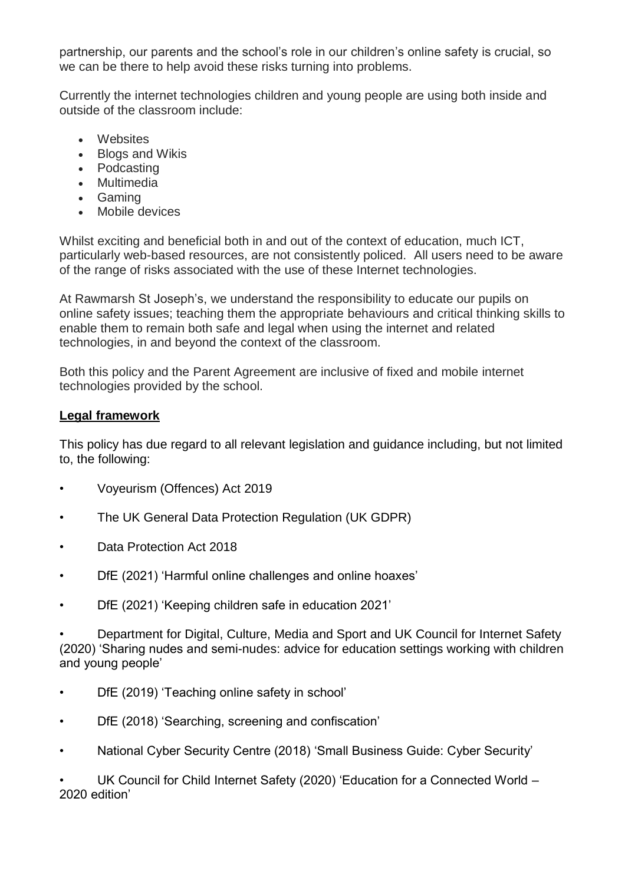partnership, our parents and the school's role in our children's online safety is crucial, so we can be there to help avoid these risks turning into problems.

Currently the internet technologies children and young people are using both inside and outside of the classroom include:

- Websites
- Blogs and Wikis
- Podcasting
- Multimedia
- Gaming
- Mobile devices

Whilst exciting and beneficial both in and out of the context of education, much ICT, particularly web-based resources, are not consistently policed. All users need to be aware of the range of risks associated with the use of these Internet technologies.

At Rawmarsh St Joseph's, we understand the responsibility to educate our pupils on online safety issues; teaching them the appropriate behaviours and critical thinking skills to enable them to remain both safe and legal when using the internet and related technologies, in and beyond the context of the classroom.

Both this policy and the Parent Agreement are inclusive of fixed and mobile internet technologies provided by the school.

**Legal framework**

This policy has due regard to all relevant legislation and guidance including, but not limited to, the following:

- Voyeurism (Offences) Act 2019
- The UK General Data Protection Regulation (UK GDPR)
- Data Protection Act 2018
- DfE (2021) 'Harmful online challenges and online hoaxes'
- DfE (2021) 'Keeping children safe in education 2021'
- Department for Digital, Culture, Media and Sport and UK Council for Internet Safety (2020) 'Sharing nudes and semi-nudes: advice for education settings working with children and young people'
- DfE (2019) 'Teaching online safety in school'
- DfE (2018) 'Searching, screening and confiscation'
- National Cyber Security Centre (2018) 'Small Business Guide: Cyber Security'
- UK Council for Child Internet Safety (2020) 'Education for a Connected World – 2020 edition'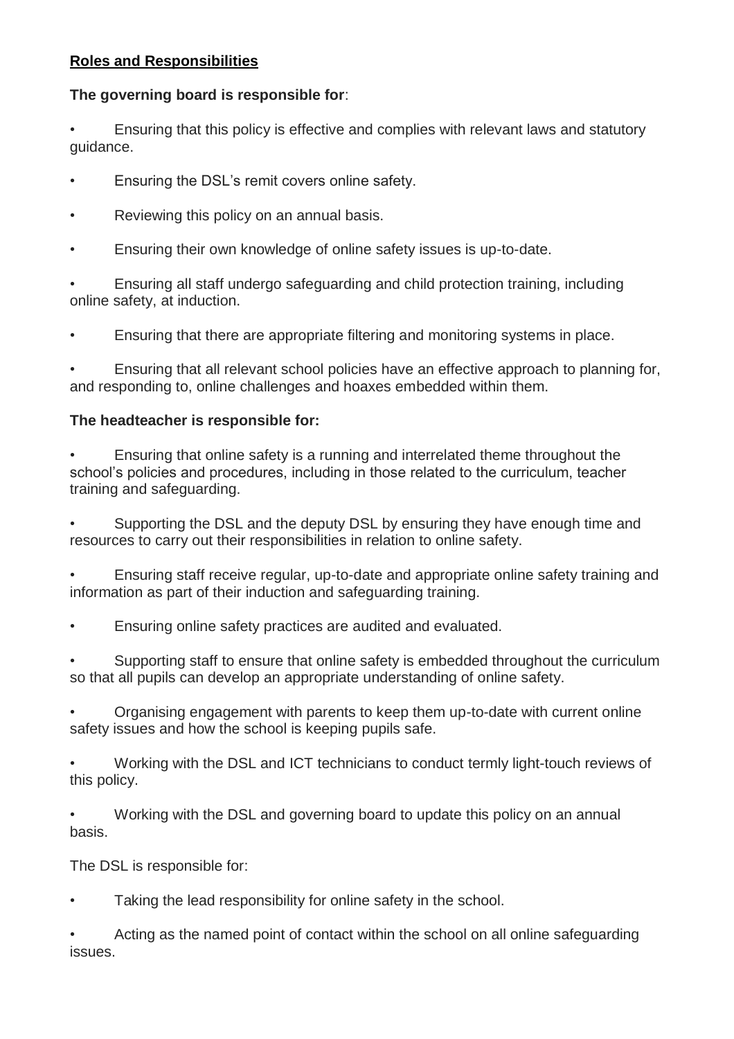**Roles and Responsibilities**

**The governing board is responsible for**:

- Ensuring that this policy is effective and complies with relevant laws and statutory guidance.
- Ensuring the DSL's remit covers online safety.
- Reviewing this policy on an annual basis.
- Ensuring their own knowledge of online safety issues is up-to-date.
- Ensuring all staff undergo safeguarding and child protection training, including online safety, at induction.
- Ensuring that there are appropriate filtering and monitoring systems in place.
- Ensuring that all relevant school policies have an effective approach to planning for, and responding to, online challenges and hoaxes embedded within them.

**The headteacher is responsible for:**

- Ensuring that online safety is a running and interrelated theme throughout the school's policies and procedures, including in those related to the curriculum, teacher training and safeguarding.
- Supporting the DSL and the deputy DSL by ensuring they have enough time and resources to carry out their responsibilities in relation to online safety.
- Ensuring staff receive regular, up-to-date and appropriate online safety training and information as part of their induction and safeguarding training.
- Ensuring online safety practices are audited and evaluated.
- Supporting staff to ensure that online safety is embedded throughout the curriculum so that all pupils can develop an appropriate understanding of online safety.
- Organising engagement with parents to keep them up-to-date with current online safety issues and how the school is keeping pupils safe.
- Working with the DSL and ICT technicians to conduct termly light-touch reviews of this policy.
- Working with the DSL and governing board to update this policy on an annual basis.

The DSL is responsible for:

- Taking the lead responsibility for online safety in the school.
- Acting as the named point of contact within the school on all online safeguarding issues.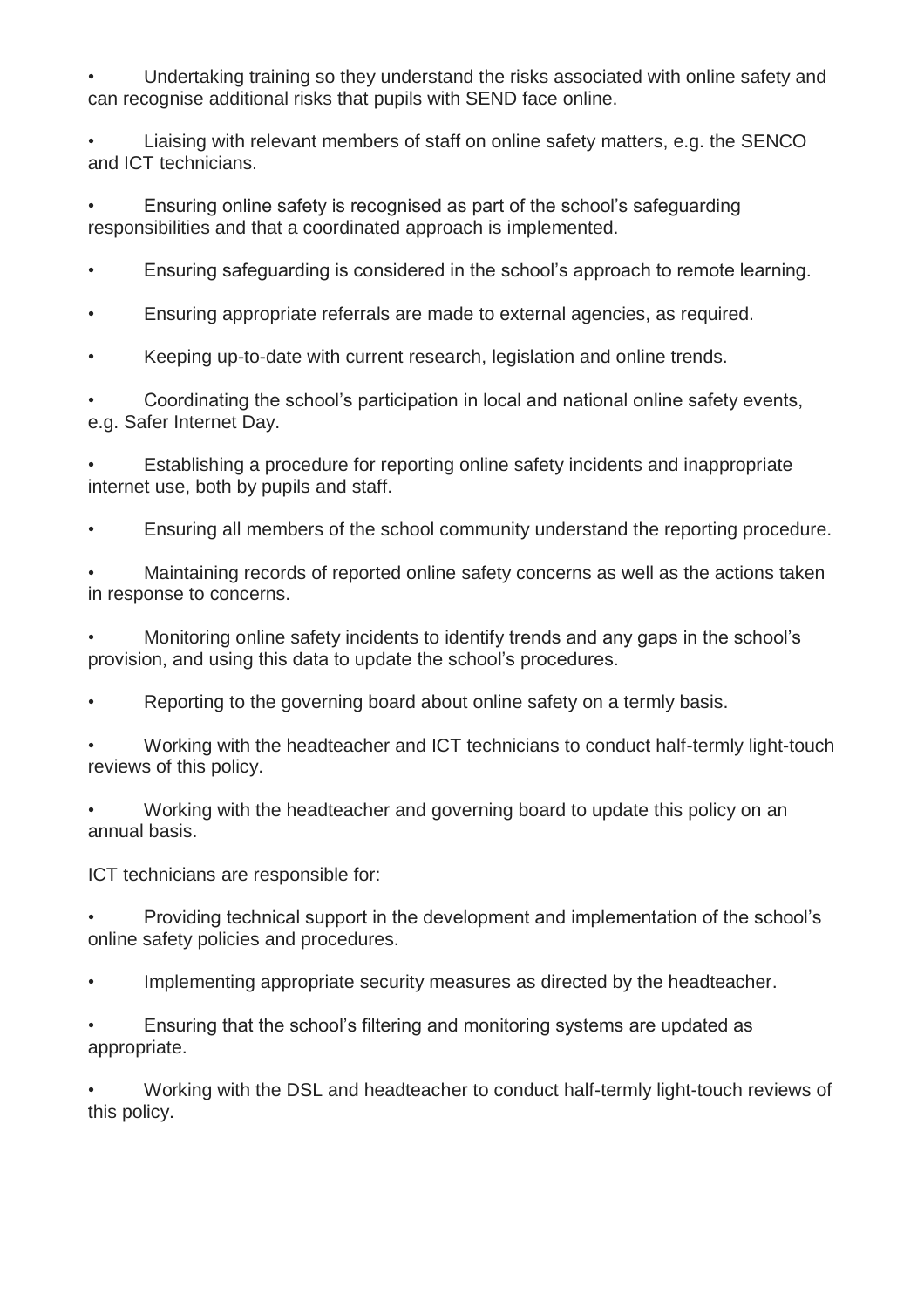- Undertaking training so they understand the risks associated with online safety and can recognise additional risks that pupils with SEND face online.
- Liaising with relevant members of staff on online safety matters, e.g. the SENCO and ICT technicians.
- Ensuring online safety is recognised as part of the school's safeguarding responsibilities and that a coordinated approach is implemented.
- Ensuring safeguarding is considered in the school's approach to remote learning.
- Ensuring appropriate referrals are made to external agencies, as required.
- Keeping up-to-date with current research, legislation and online trends.
- Coordinating the school's participation in local and national online safety events, e.g. Safer Internet Day.
- Establishing a procedure for reporting online safety incidents and inappropriate internet use, both by pupils and staff.
- Ensuring all members of the school community understand the reporting procedure.
- Maintaining records of reported online safety concerns as well as the actions taken in response to concerns.
- Monitoring online safety incidents to identify trends and any gaps in the school's provision, and using this data to update the school's procedures.
- Reporting to the governing board about online safety on a termly basis.
- Working with the headteacher and ICT technicians to conduct half-termly light-touch reviews of this policy.
- Working with the headteacher and governing board to update this policy on an annual basis.

ICT technicians are responsible for:

- Providing technical support in the development and implementation of the school's online safety policies and procedures.
- Implementing appropriate security measures as directed by the headteacher.
- Ensuring that the school's filtering and monitoring systems are updated as appropriate.
- Working with the DSL and headteacher to conduct half-termly light-touch reviews of this policy.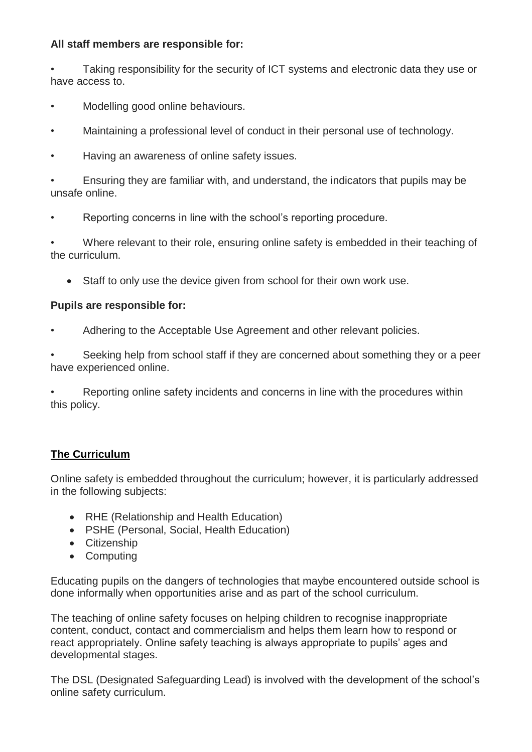**All staff members are responsible for:**

- Taking responsibility for the security of ICT systems and electronic data they use or have access to.
- Modelling good online behaviours.
- Maintaining a professional level of conduct in their personal use of technology.
- Having an awareness of online safety issues.
- Ensuring they are familiar with, and understand, the indicators that pupils may be unsafe online.
- Reporting concerns in line with the school's reporting procedure.
- Where relevant to their role, ensuring online safety is embedded in their teaching of the curriculum.
- Staff to only use the device given from school for their own work use.

**Pupils are responsible for:**

- Adhering to the Acceptable Use Agreement and other relevant policies.
- Seeking help from school staff if they are concerned about something they or a peer have experienced online.
- Reporting online safety incidents and concerns in line with the procedures within this policy.

## The Curriculum

Online safety is embedded throughout the curriculum; however, it is particularly addressed in the following subjects:

- RHE (Relationship and Health Education)
- PSHE (Personal, Social, Health Education)
- Citizenship
- Computing

Educating pupils on the dangers of technologies that maybe encountered outside school is done informally when opportunities arise and as part of the school curriculum.

The teaching of online safety focuses on helping children to recognise inappropriate content, conduct, contact and commercialism and helps them learn how to respond or react appropriately. Online safety teaching is always appropriate to pupils' ages and developmental stages.

The DSL (Designated Safeguarding Lead) is involved with the development of the school's online safety curriculum.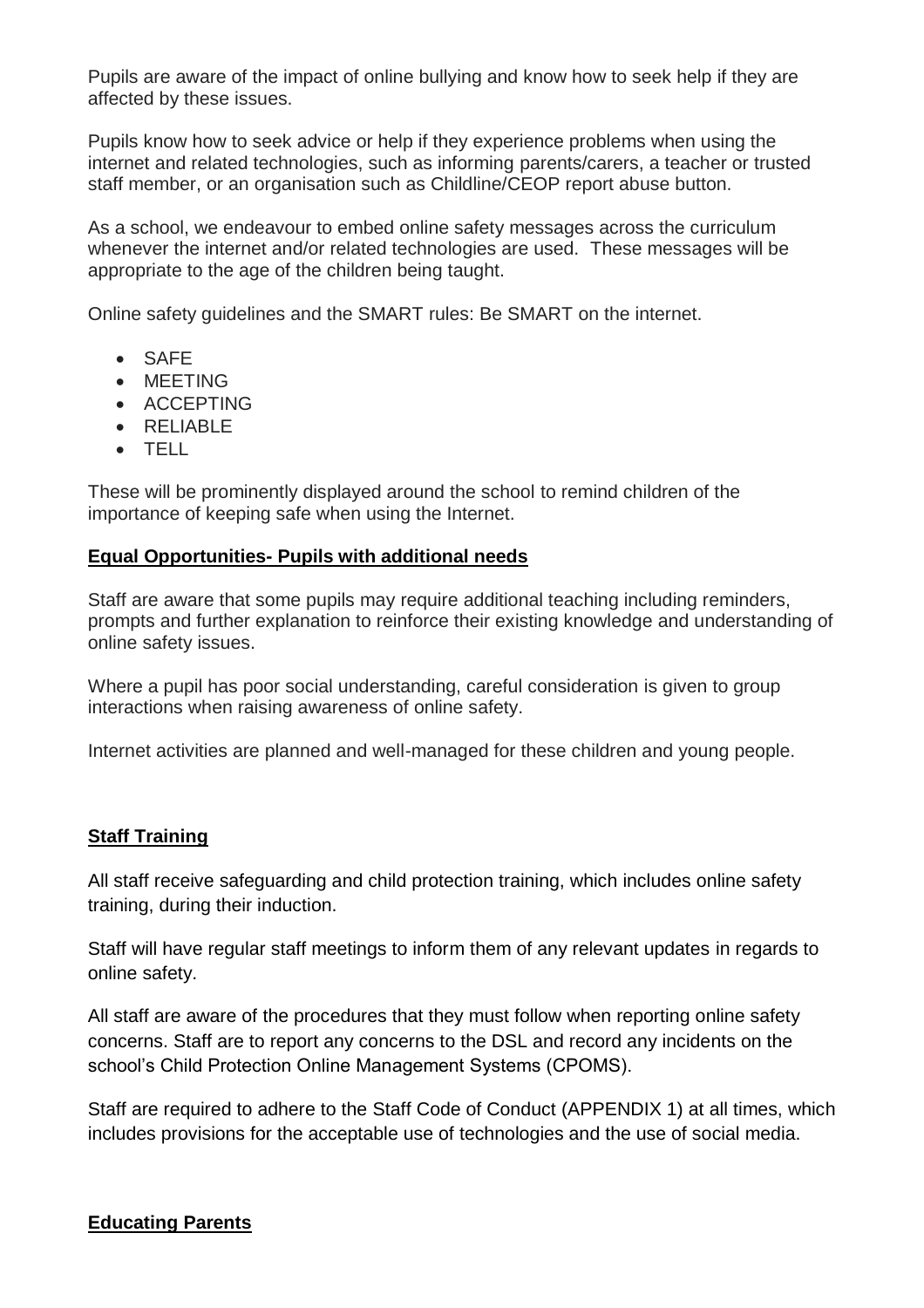Pupils are aware of the impact of online bullying and know how to seek help if they are affected by these issues.

Pupils know how to seek advice or help if they experience problems when using the internet and related technologies, such as informing parents/carers, a teacher or trusted staff member, or an organisation such as Childline/CEOP report abuse button.

As a school, we endeavour to embed online safety messages across the curriculum whenever the internet and/or related technologies are used. These messages will be appropriate to the age of the children being taught.

Online safety guidelines and the SMART rules: Be SMART on the internet.

- SAFE
- MEETING
- ACCEPTING
- RELIABLE
- TELL

These will be prominently displayed around the school to remind children of the importance of keeping safe when using the Internet.

## Equal Opportunities- Pupils with additional needs

Staff are aware that some pupils may require additional teaching including reminders, prompts and further explanation to reinforce their existing knowledge and understanding of online safety issues.

Where a pupil has poor social understanding, careful consideration is given to group interactions when raising awareness of online safety.

Internet activities are planned and well-managed for these children and young people.

## Staff Training

All staff receive safeguarding and child protection training, which includes online safety training, during their induction.

Staff will have regular staff meetings to inform them of any relevant updates in regards to online safety.

All staff are aware of the procedures that they must follow when reporting online safety concerns. Staff are to report any concerns to the DSL and record any incidents on the school's Child Protection Online Management Systems (CPOMS).

Staff are required to adhere to the Staff Code of Conduct (APPENDIX 1) at all times, which includes provisions for the acceptable use of technologies and the use of social media.

## Educating Parents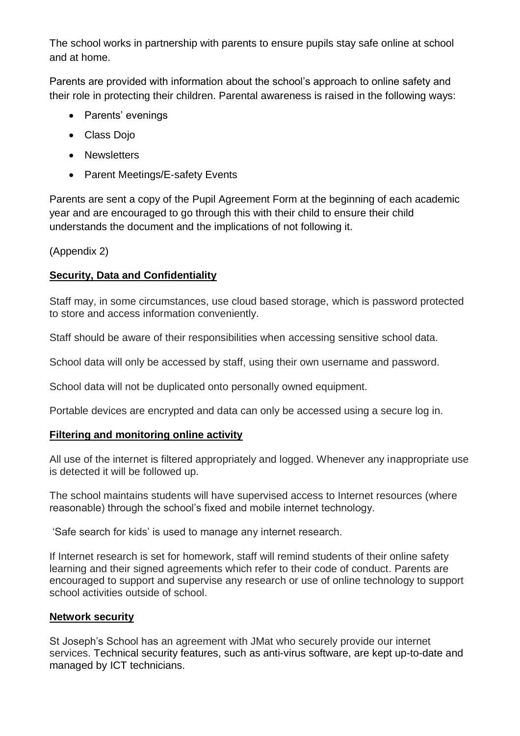The school works in partnership with parents to ensure pupils stay safe online at school and at home.

Parents are provided with information about the school's approach to online safety and their role in protecting their children. Parental awareness is raised in the following ways:

- Parents' evenings
- Class Dojo
- Newsletters
- Parent Meetings/E-safety Events

Parents are sent a copy of the Pupil Agreement Form at the beginning of each academic year and are encouraged to go through this with their child to ensure their child understands the document and the implications of not following it.

(Appendix 2)

## **Security, Data and Confidentiality**

Staff may, in some circumstances, use cloud based storage, which is password protected to store and access information conveniently.

Staff should be aware of their responsibilities when accessing sensitive school data.

School data will only be accessed by staff, using their own username and password.

School data will not be duplicated onto personally owned equipment.

Portable devices are encrypted and data can only be accessed using a secure log in.

## **Filtering and monitoring online activity**

All use of the internet is filtered appropriately and logged. Whenever any inappropriate use is detected it will be followed up.

The school maintains students will have supervised access to Internet resources (where reasonable) through the school's fixed and mobile internet technology.

'Safe search for kids' is used to manage any internet research.

If Internet research is set for homework, staff will remind students of their online safety learning and their signed agreements which refer to their code of conduct. Parents are encouraged to support and supervise any research or use of online technology to support school activities outside of school.

## **Network security**

St Joseph's School has an agreement with JMat who securely provide our internet services. Technical security features, such as anti-virus software, are kept up-to-date and managed by ICT technicians.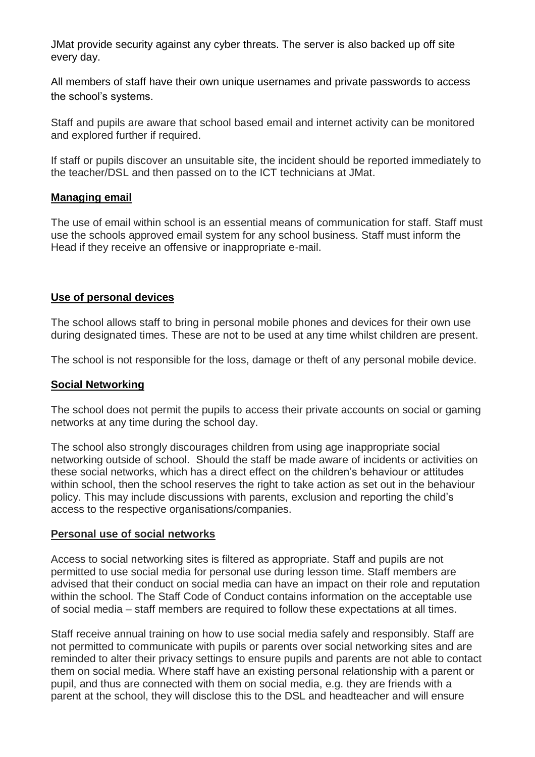JMat provide security against any cyber threats. The server is also backed up off site every day.

All members of staff have their own unique usernames and private passwords to access the school's systems.

Staff and pupils are aware that school based email and internet activity can be monitored and explored further if required.

If staff or pupils discover an unsuitable site, the incident should be reported immediately to the teacher/DSL and then passed on to the ICT technicians at JMat.

## Managing email

The use of email within school is an essential means of communication for staff. Staff must use the schools approved email system for any school business. Staff must inform the Head if they receive an offensive or inappropriate e-mail.

## Use of personal devices

The school allows staff to bring in personal mobile phones and devices for their own use during designated times. These are not to be used at any time whilst children are present.

The school is not responsible for the loss, damage or theft of any personal mobile device.

## Social Networking

The school does not permit the pupils to access their private accounts on social or gaming networks at any time during the school day.

The school also strongly discourages children from using age inappropriate social networking outside of school. Should the staff be made aware of incidents or activities on these social networks, which has a direct effect on the children's behaviour or attitudes within school, then the school reserves the right to take action as set out in the behaviour policy. This may include discussions with parents, exclusion and reporting the child's access to the respective organisations/companies.

## Personal use of social networks

Access to social networking sites is filtered as appropriate. Staff and pupils are not permitted to use social media for personal use during lesson time. Staff members are advised that their conduct on social media can have an impact on their role and reputation within the school. The Staff Code of Conduct contains information on the acceptable use of social media – staff members are required to follow these expectations at all times.

Staff receive annual training on how to use social media safely and responsibly. Staff are not permitted to communicate with pupils or parents over social networking sites and are reminded to alter their privacy settings to ensure pupils and parents are not able to contact them on social media. Where staff have an existing personal relationship with a parent or pupil, and thus are connected with them on social media, e.g. they are friends with a parent at the school, they will disclose this to the DSL and headteacher and will ensure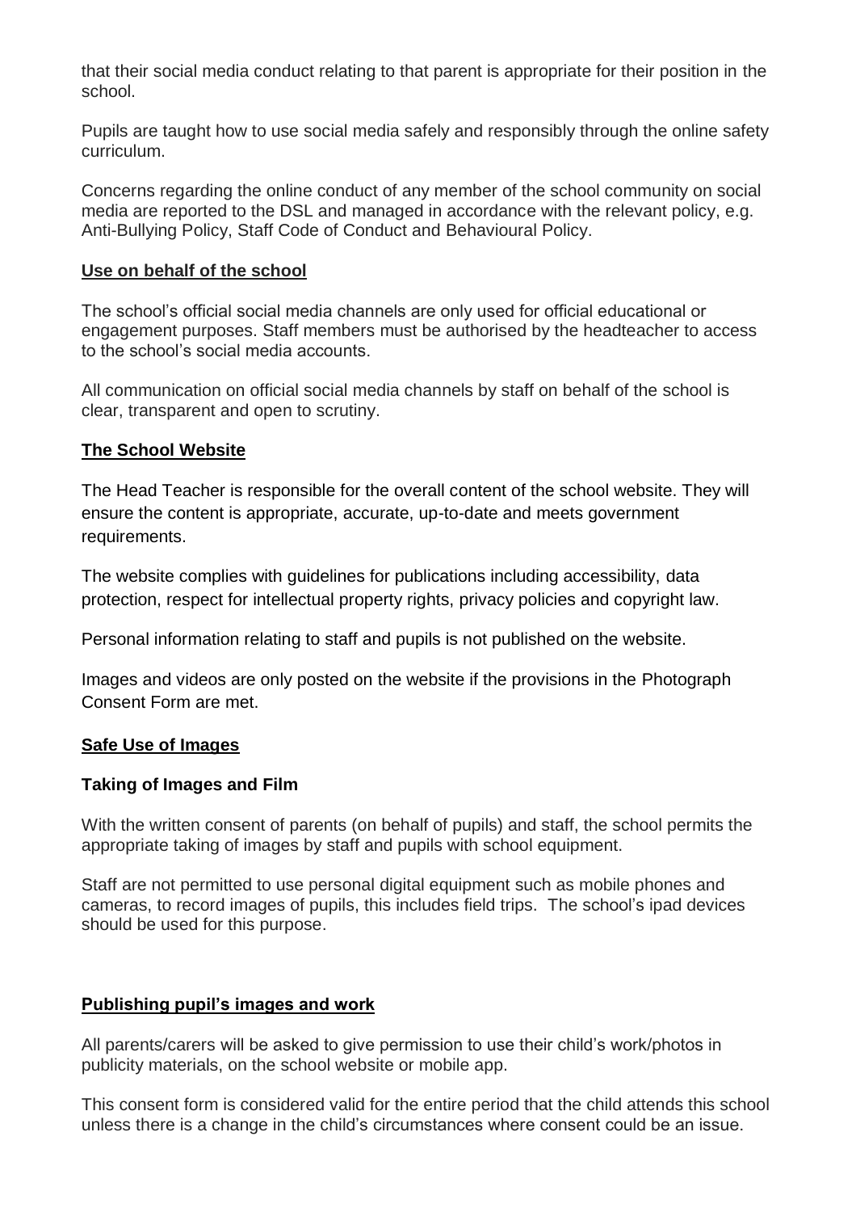that their social media conduct relating to that parent is appropriate for their position in the school.

Pupils are taught how to use social media safely and responsibly through the online safety curriculum.

Concerns regarding the online conduct of any member of the school community on social media are reported to the DSL and managed in accordance with the relevant policy, e.g. Anti-Bullying Policy, Staff Code of Conduct and Behavioural Policy.

## Use on behalf of the school

The school's official social media channels are only used for official educational or engagement purposes. Staff members must be authorised by the headteacher to access to the school's social media accounts.

All communication on official social media channels by staff on behalf of the school is clear, transparent and open to scrutiny.

## The School Website

The Head Teacher is responsible for the overall content of the school website. They will ensure the content is appropriate, accurate, up-to-date and meets government requirements.

The website complies with guidelines for publications including accessibility, data protection, respect for intellectual property rights, privacy policies and copyright law.

Personal information relating to staff and pupils is not published on the website.

Images and videos are only posted on the website if the provisions in the Photograph Consent Form are met.

## Safe Use of Images

### Taking of Images and Film

With the written consent of parents (on behalf of pupils) and staff, the school permits the appropriate taking of images by staff and pupils with school equipment.

Staff are not permitted to use personal digital equipment such as mobile phones and cameras, to record images of pupils, this includes field trips. The school's ipad devices should be used for this purpose.

## Publishing pupil's images and work

All parents/carers will be asked to give permission to use their child's work/photos in publicity materials, on the school website or mobile app.

This consent form is considered valid for the entire period that the child attends this school unless there is a change in the child's circumstances where consent could be an issue.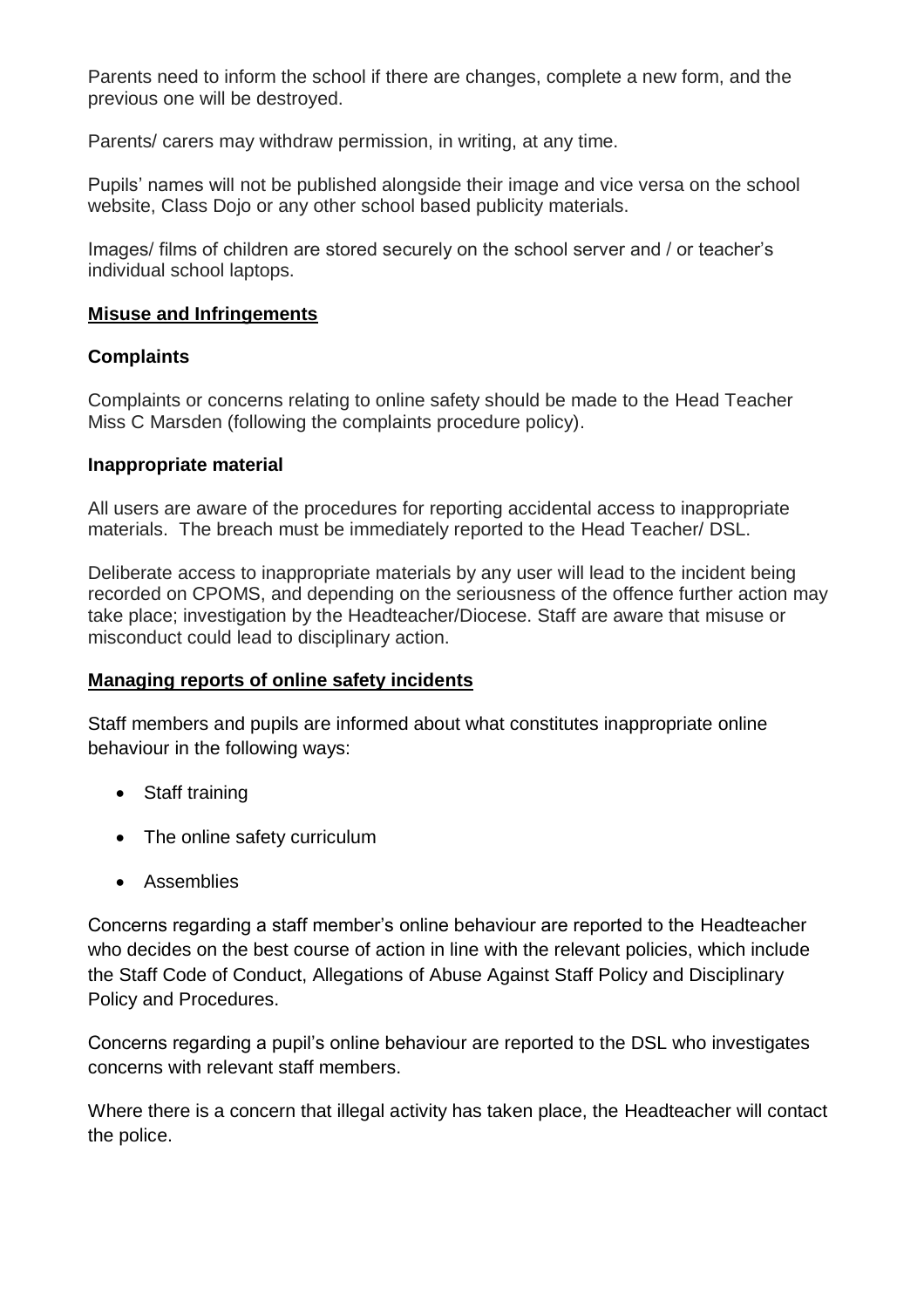Parents need to inform the school if there are changes, complete a new form, and the previous one will be destroyed.

Parents/ carers may withdraw permission, in writing, at any time.

Pupils' names will not be published alongside their image and vice versa on the school website, Class Dojo or any other school based publicity materials.

Images/ films of children are stored securely on the school server and / or teacher's individual school laptops.

## Misuse and Infringements

### Complaints

Complaints or concerns relating to online safety should be made to the Head Teacher Miss C Marsden (following the complaints procedure policy).

### Inappropriate material

All users are aware of the procedures for reporting accidental access to inappropriate materials. The breach must be immediately reported to the Head Teacher/ DSL.

Deliberate access to inappropriate materials by any user will lead to the incident being recorded on CPOMS, and depending on the seriousness of the offence further action may take place; investigation by the Headteacher/Diocese. Staff are aware that misuse or misconduct could lead to disciplinary action.

## Managing reports of online safety incidents

Staff members and pupils are informed about what constitutes inappropriate online behaviour in the following ways:

- Staff training
- The online safety curriculum
- Assemblies

Concerns regarding a staff member's online behaviour are reported to the Headteacher who decides on the best course of action in line with the relevant policies, which include the Staff Code of Conduct, Allegations of Abuse Against Staff Policy and Disciplinary Policy and Procedures.

Concerns regarding a pupil's online behaviour are reported to the DSL who investigates concerns with relevant staff members.

Where there is a concern that illegal activity has taken place, the Headteacher will contact the police.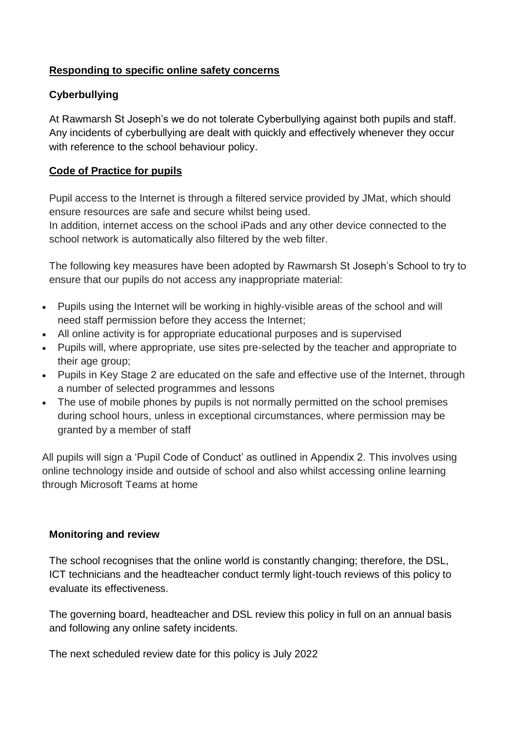## Responding to specific online safety concerns

### Cyberbullying

At Rawmarsh St Joseph's we do not tolerate Cyberbullying against both pupils and staff. Any incidents of cyberbullying are dealt with quickly and effectively whenever they occur with reference to the school behaviour policy.

## Code of Practice for pupils

Pupil access to the Internet is through a filtered service provided by JMat, which should ensure resources are safe and secure whilst being used.
In addition, internet access on the school iPads and any other device connected to the school network is automatically also filtered by the web filter.

The following key measures have been adopted by Rawmarsh St Joseph's School to try to ensure that our pupils do not access any inappropriate material:

- Pupils using the Internet will be working in highly-visible areas of the school and will need staff permission before they access the Internet;
- All online activity is for appropriate educational purposes and is supervised
- Pupils will, where appropriate, use sites pre-selected by the teacher and appropriate to their age group;
- Pupils in Key Stage 2 are educated on the safe and effective use of the Internet, through a number of selected programmes and lessons
- The use of mobile phones by pupils is not normally permitted on the school premises during school hours, unless in exceptional circumstances, where permission may be granted by a member of staff

All pupils will sign a 'Pupil Code of Conduct' as outlined in Appendix 2. This involves using online technology inside and outside of school and also whilst accessing online learning through Microsoft Teams at home

### Monitoring and review

The school recognises that the online world is constantly changing; therefore, the DSL, ICT technicians and the headteacher conduct termly light-touch reviews of this policy to evaluate its effectiveness.

The governing board, headteacher and DSL review this policy in full on an annual basis and following any online safety incidents.

The next scheduled review date for this policy is July 2022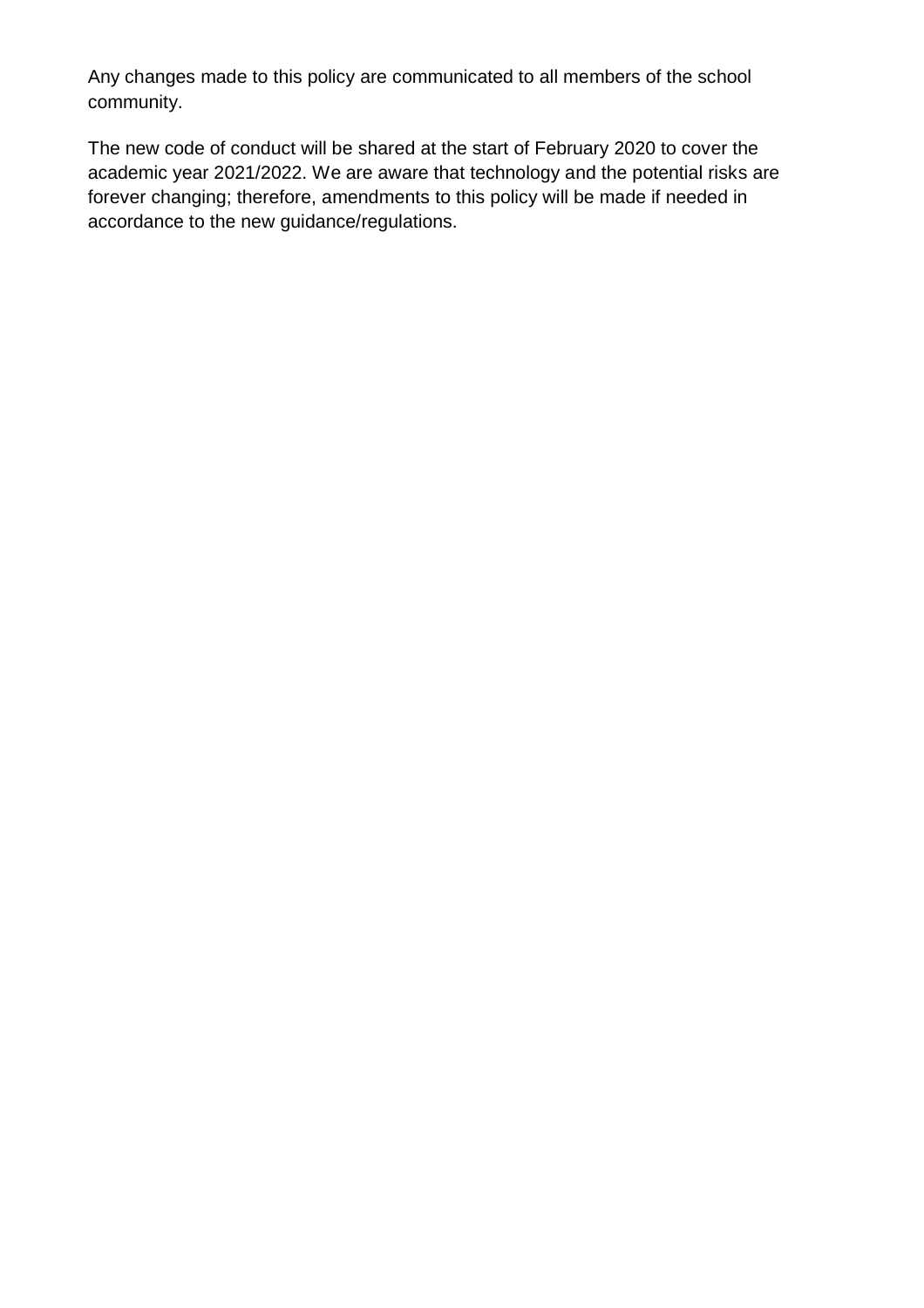Any changes made to this policy are communicated to all members of the school community.

The new code of conduct will be shared at the start of February 2020 to cover the academic year 2021/2022. We are aware that technology and the potential risks are forever changing; therefore, amendments to this policy will be made if needed in accordance to the new guidance/regulations.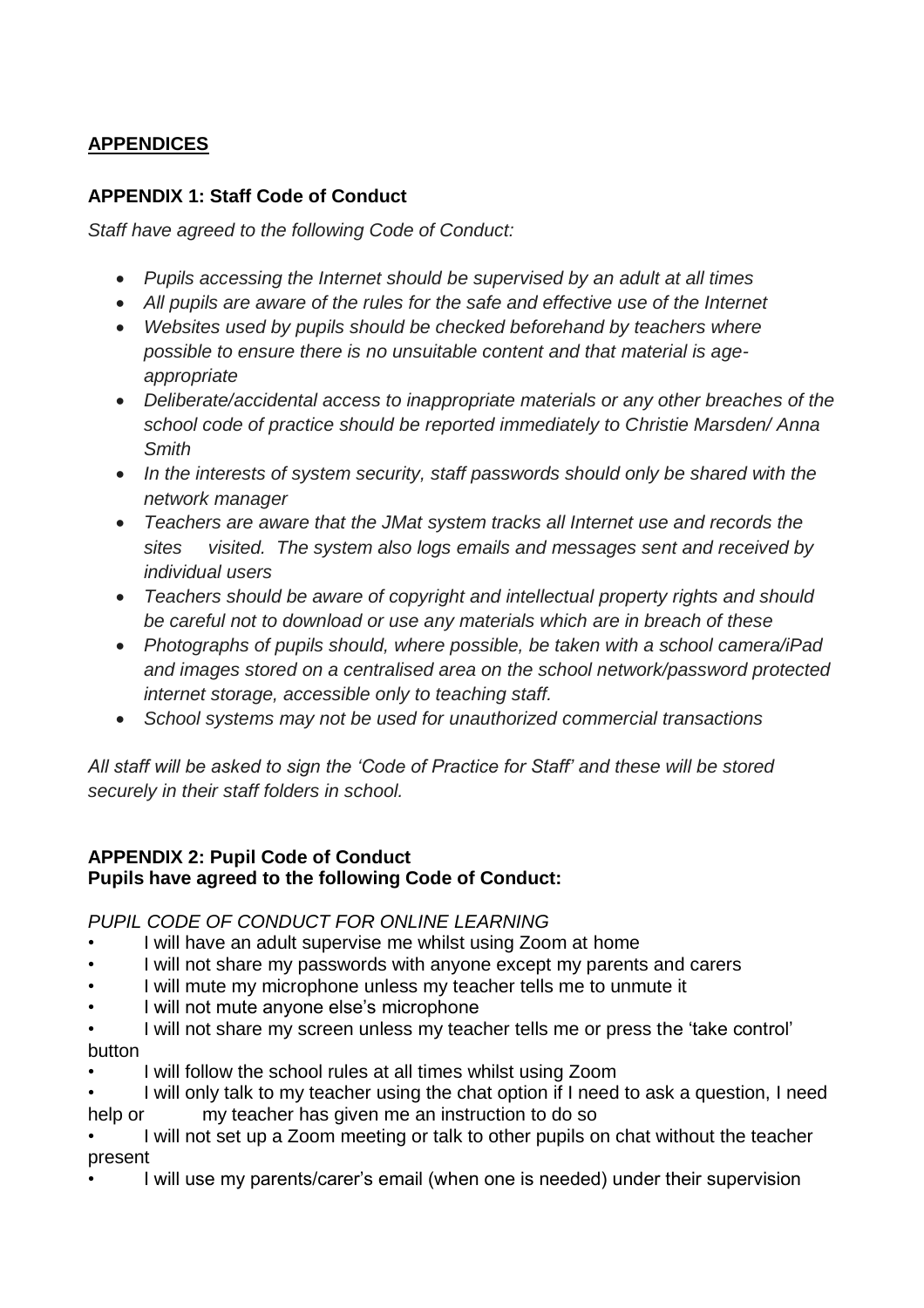## APPENDICES

### APPENDIX 1: Staff Code of Conduct

*Staff have agreed to the following Code of Conduct:*

- *Pupils accessing the Internet should be supervised by an adult at all times*
- *All pupils are aware of the rules for the safe and effective use of the Internet*
- *Websites used by pupils should be checked beforehand by teachers where possible to ensure there is no unsuitable content and that material is age-appropriate*
- *Deliberate/accidental access to inappropriate materials or any other breaches of the school code of practice should be reported immediately to Christie Marsden/ Anna Smith*
- *In the interests of system security, staff passwords should only be shared with the network manager*
- *Teachers are aware that the JMat system tracks all Internet use and records the sites visited. The system also logs emails and messages sent and received by individual users*
- *Teachers should be aware of copyright and intellectual property rights and should be careful not to download or use any materials which are in breach of these*
- *Photographs of pupils should, where possible, be taken with a school camera/iPad and images stored on a centralised area on the school network/password protected internet storage, accessible only to teaching staff.*
- *School systems may not be used for unauthorized commercial transactions*

*All staff will be asked to sign the 'Code of Practice for Staff' and these will be stored securely in their staff folders in school.*

### APPENDIX 2: Pupil Code of Conduct
**Pupils have agreed to the following Code of Conduct:**

*PUPIL CODE OF CONDUCT FOR ONLINE LEARNING*

- I will have an adult supervise me whilst using Zoom at home
- I will not share my passwords with anyone except my parents and carers
- I will mute my microphone unless my teacher tells me to unmute it
- I will not mute anyone else's microphone
- I will not share my screen unless my teacher tells me or press the 'take control' button
- I will follow the school rules at all times whilst using Zoom
- I will only talk to my teacher using the chat option if I need to ask a question, I need help or my teacher has given me an instruction to do so
- I will not set up a Zoom meeting or talk to other pupils on chat without the teacher present
- I will use my parents/carer's email (when one is needed) under their supervision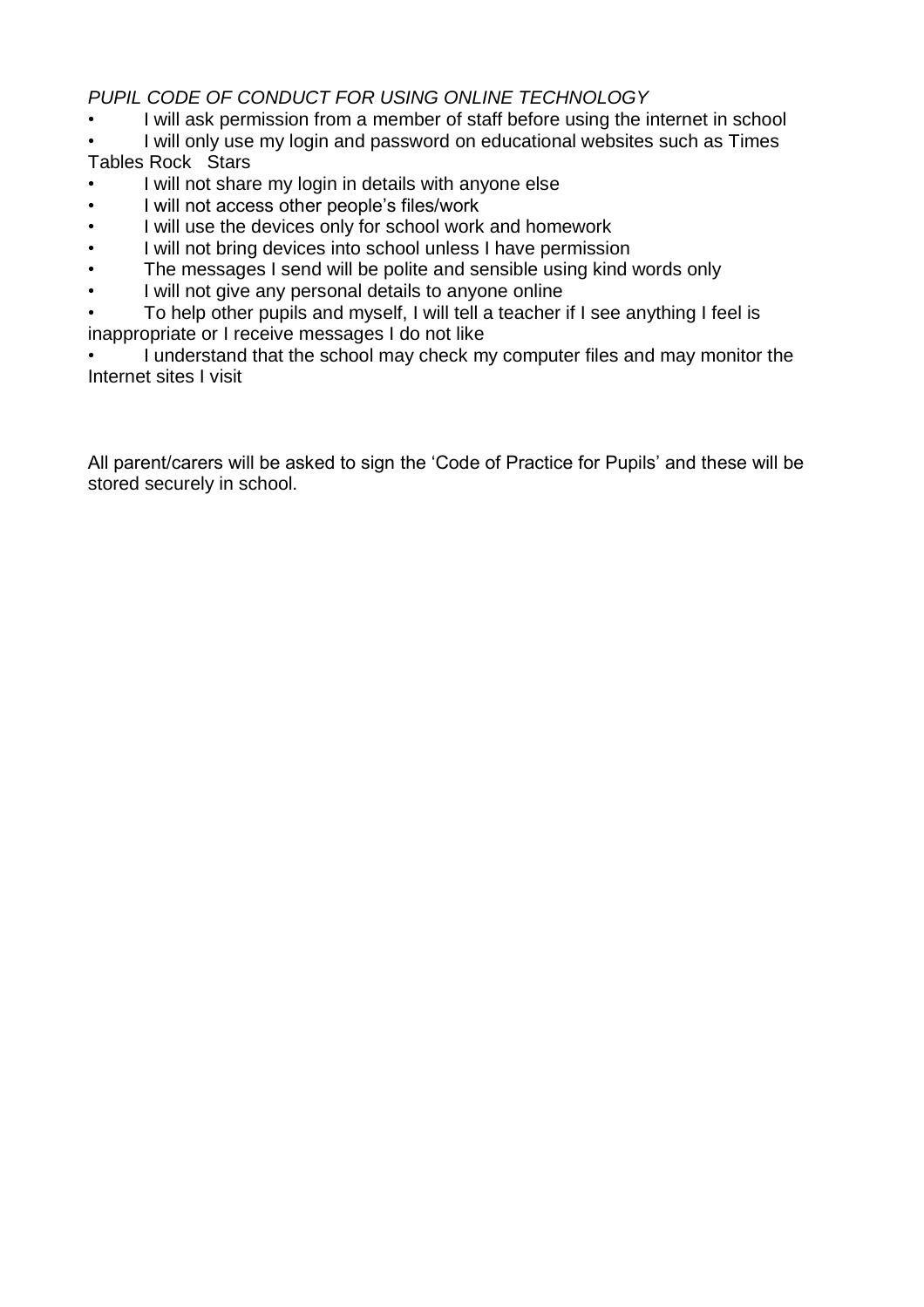*PUPIL CODE OF CONDUCT FOR USING ONLINE TECHNOLOGY*

- I will ask permission from a member of staff before using the internet in school
- I will only use my login and password on educational websites such as Times Tables Rock Stars
- I will not share my login in details with anyone else
- I will not access other people's files/work
- I will use the devices only for school work and homework
- I will not bring devices into school unless I have permission
- The messages I send will be polite and sensible using kind words only
- I will not give any personal details to anyone online
- To help other pupils and myself, I will tell a teacher if I see anything I feel is inappropriate or I receive messages I do not like
- I understand that the school may check my computer files and may monitor the Internet sites I visit

All parent/carers will be asked to sign the 'Code of Practice for Pupils' and these will be stored securely in school.